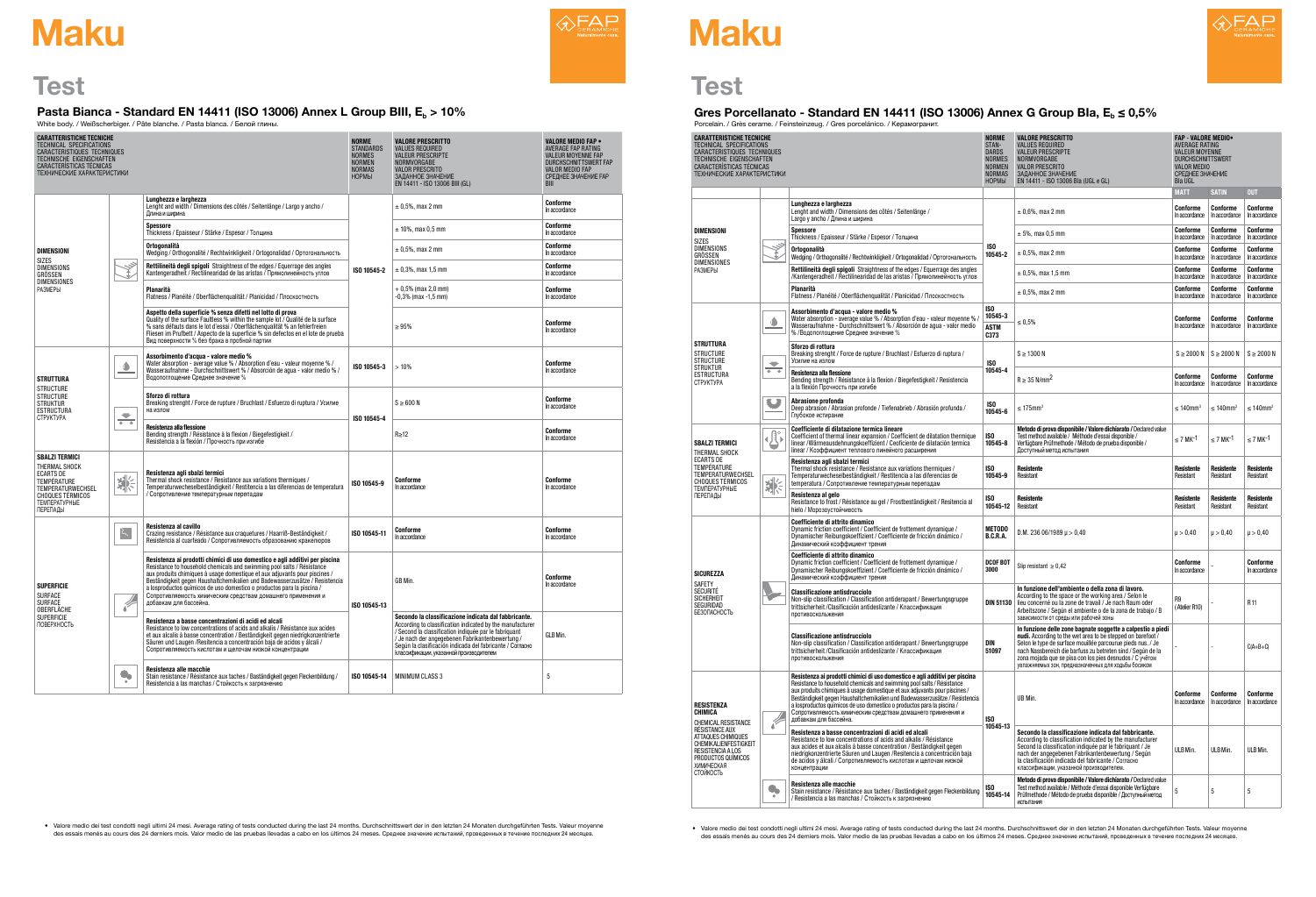# Maku

## Test

### Pasta Bianca - Standard EN 14411 (ISO 13006) Annex L Group BIII, $E_b$ > 10%

White body. / Weißscherbiger. / Pâte blanche. / Pasta blanca. / Белой глины.

| CARATTERISTICHE TECNICHE<br>TECHNICAL SPECIFICATIONS<br>CARACTERISTIQUES TECHNIQUES<br>TECHNISCHE EIGENSCHAFTEN<br>CARACTERÍSTICAS TÉCNICAS<br>ТЕХНИЧЕСКИЕ ХАРАКТЕРИСТИКИ | | | NORME<br>STANDARDS<br>NORMES<br>NORMEN<br>NORMAS<br>НОРМЫ | VALORE PRESCRITTO<br>VALUES REQUIRED<br>VALEUR PRESCRIPTE<br>NORMVORGABE<br>VALOR PRESCRITO<br>ЗАДАННОЕ ЗНАЧЕНИЕ<br>EN 14411 - ISO 13006 BIII (GL) | VALORE MEDIO FAP •<br>AVERAGE FAP RATING<br>VALEUR MOYENNE FAP<br>DURCHSCHNITTSWERT FAP<br>VALOR MEDIO FAP<br>СРЕДНЕЕ ЗНАЧЕНИЕ FAP<br>BIII |
|---|---|---|---|---|---|
| DIMENSIONI<br>SIZES<br>DIMENSIONS<br>GRÖSSEN<br>DIMENSIONES<br>РАЗМЕРЫ | | Lunghezza e larghezza<br>Lenght and width / Dimensions des côtés / Seitenlänge / Largo y ancho / Длина и ширина | ISO 10545-2 | ± 0,5%, max 2 mm | Conforme<br>In accordance |
| | | Spessore<br>Thickness / Epaisseur / Stärke / Espesor / Толщина | | ± 10%, max 0,5 mm | Conforme<br>In accordance |
| | | Ortogonalità<br>Wedging / Orthogonalité / Rechtwinkligkeit / Ortogonalidad / Ортогональность | | ± 0,5%, max 2 mm | Conforme<br>In accordance |
| | | Rettilineità degli spigoli Straightness of the edges / Equerrage des angles Kantengeradheit / Rectilinearidad de las aristas / Прямолинейность углов | | ± 0,3%, max 1,5 mm | Conforme<br>In accordance |
| | | Planarità<br>Flatness / Planéité / Oberflächenqualität / Planicidad / Плоскостность | | + 0,5% (max 2,0 mm)<br>-0,3% (max -1,5 mm) | Conforme<br>In accordance |
| | | Aspetto della superficie % senza difetti nel lotto di prova<br>Quality of the surface Faultless % within the sample lot / Qualité de la surface % sans défauts dans le lot d'essai / Oberflächenqualität % an fehlerfreien Fliesen im Prufbett / Aspecto de la superficie % sin defectos en el lote de prueba Вид поверхности % без брака в пробной партии | | ≥ 95% | Conforme<br>In accordance |
| STRUTTURA<br>STRUCTURE<br>STRUCTURE<br>STRUKTUR<br>ESTRUCTURA<br>СТРУКТУРА | | Assorbimento d'acqua - valore medio %<br>Water absorption - average value % / Absorption d'eau - valeur moyenne % / Wasseraufnahme - Durchschnittswert % / Absorción de agua - valor medio % / Водопоглощение Среднее значение % | ISO 10545-3 | > 10% | Conforme<br>In accordance |
| | | Sforzo di rottura<br>Breaking strenght / Force de rupture / Bruchlast / Esfuerzo di ruptura / Усилие на излом | ISO 10545-4 | S ≥ 600 N | Conforme<br>In accordance |
| | | Resistenza alla flessione<br>Bending strength / Résistance à la flexion / Biegefestigkeit / Resistencia a la flexión / Прочность при изгибе | | R≥12 | Conforme<br>In accordance |
| SBALZI TERMICI<br>THERMAL SHOCK<br>ECARTS DE TEMPERATURE<br>TEMPERATURWECHSEL<br>CHOQUES TÉRMICOS<br>ТЕМПЕРАТУРНЫЕ ПЕРЕПАДЫ | | Resistenza agli sbalzi termici<br>Thermal shock resistance / Resistance aux variations thermiques / Temperaturwechselbeständigkeit / Resistencia a las diferencias de temperatura / Сопротивление температурным перепадам | ISO 10545-9 | Conforme<br>In accordance | Conforme<br>In accordance |
| SUPERFICIE<br>SURFACE<br>SURFACE<br>OBERFLÄCHE<br>SUPERFICIE<br>ПОВЕРХНОСТЬ | | Resistenza al cavillo<br>Crazing resistance / Résistance aux craquelures / Haarriß-Beständigkeit / Resistencia al cuarteado / Сопротивляемость образованию кракелюров | ISO 10545-11 | Conforme<br>In accordance | Conforme<br>In accordance |
| | | Resistenza ai prodotti chimici di uso domestico e agli additivi per piscina<br>Resistance to household chemicals and swimming pool salts / Résistance aux produits chimiques à usage domestique et aux adjuvants pour piscines / Beständigkeit gegen Haushaltchemikalien und Badewasserzusätze / Resistencia a losproductos químicos de uso domestico o productos para la piscina / Сопротивляемость химическим средствам домашнего применения и добавкам для бассейна. | ISO 10545-13 | GB Min. | Conforme<br>In accordance |
| | | Resistenza a basse concentrazioni di acidi ed alcali<br>Resistance to low concentrations of acids and alkalis / Résistance aux acides et aux alcalis à basse concentration / Beständigkeit gegen niedrigkonzentrierte Säuren und Laugen /Resistencia a concentración baja de ácidos y álcali / Сопротивляемость кислотам и щелочам низкой концентрации | | Secondo la classificazione indicata dal fabbricante.<br>According to classification indicated by the manufacturer / Second la classification indiquée par le fabriquant / Je nach der angegebenen Fabrikantenbewertung / Según la clasificación indicada del fabricante / Согласно классификации, указанной производителем | GLB Min. |
| | | Resistenza alle macchie<br>Stain resistance / Résistance aux taches / Beständigkeit gegen Fleckenbildung / Resistencia a las manchas / Стойкость к загрязнению | ISO 10545-14 | MINIMUM CLASS 3 | 5 |

• Valore medio dei test condotti negli ultimi 24 mesi. Average rating of tests conducted during the last 24 months. Durchschnittswert der in den letzten 24 Monaten durchgeführten Tests. Valeur moyenne des essais menés au cours des 24 derniers mois. Valor medio de las pruebas llevadas a cabo en los últimos 24 meses. Среднее значение испытаний, проведенных в течение последних 24 месяцев.

# Maku

## Test

### Gres Porcellanato - Standard EN 14411 (ISO 13006) Annex G Group BIa, $E_b$ ≤ 0,5%

Porcelain. / Grès cerame. / Feinsteinzeug. / Gres porcelánico. / Керамогранит.

| CARATTERISTICHE TECNICHE<br>TECHNICAL SPECIFICATIONS<br>CARACTERISTIQUES TECHNIQUES<br>TECHNISCHE EIGENSCHAFTEN<br>CARACTERÍSTICAS TÉCNICAS<br>ТЕХНИЧЕСКИЕ ХАРАКТЕРИСТИКИ | | | NORME<br>STANDARDS<br>NORMES<br>NORMEN<br>NORMAS<br>НОРМЫ | VALORE PRESCRITTO<br>VALUES REQUIRED<br>VALEUR PRESCRIPTE<br>NORMVORGABE<br>VALOR PRESCRITO<br>ЗАДАННОЕ ЗНАЧЕНИЕ<br>EN 14411 - ISO 13006 BIa (UGL e GL) | FAP - VALORE MEDIO•<br>AVERAGE RATING<br>VALEUR MOYENNE<br>DURCHSCHNITTSWERT<br>VALOR MEDIO<br>СРЕДНЕЕ ЗНАЧЕНИЕ<br>BIa UGL | | |
|---|---|---|---|---|---|---|---|
| | | | | | MATT | SATIN | OUT |
| DIMENSIONI<br>SIZES<br>DIMENSIONS<br>GRÖSSEN<br>DIMENSIONES<br>РАЗМЕРЫ | | Lunghezza e larghezza<br>Lenght and width / Dimensions des côtés / Seitenlänge / Largo y ancho / Длина и ширина | ISO 10545-2 | ± 0,6%, max 2 mm | Conforme<br>In accordance | Conforme<br>In accordance | Conforme<br>In accordance |
| | | Spessore<br>Thickness / Epaisseur / Stärke / Espesor / Толщина | | ± 5%, max 0,5 mm | Conforme<br>In accordance | Conforme<br>In accordance | Conforme<br>In accordance |
| | | Ortogonalità<br>Wedging / Orthogonalité / Rechtwinkligkeit / Ortogonalidad / Ортогональность | | ± 0,5%, max 2 mm | Conforme<br>In accordance | Conforme<br>In accordance | Conforme<br>In accordance |
| | | Rettilineità degli spigoli Straightness of the edges / Equerrage des angles /Kantengeradheit / Rectilinearidad de las aristas / Прямолинейность углов | | ± 0,5%, max 1,5 mm | Conforme<br>In accordance | Conforme<br>In accordance | Conforme<br>In accordance |
| | | Planarità<br>Flatness / Planéité / Oberflächenqualität / Planicidad / Плоскостность | | ± 0,5%, max 2 mm | Conforme<br>In accordance | Conforme<br>In accordance | Conforme<br>In accordance |
| STRUTTURA<br>STRUCTURE<br>STRUCTURE<br>STRUKTUR<br>ESTRUCTURA<br>СТРУКТУРА | | Assorbimento d'acqua - valore medio %<br>Water absorption - average value % / Absorption d'eau - valeur moyenne % / Wasseraufnahme - Durchschnittswert % / Absorción de agua - valor medio % /Водопоглощение Среднее значение % | ISO 10545-3<br>ASTM C373 | ≤ 0,5% | Conforme<br>In accordance | Conforme<br>In accordance | Conforme<br>In accordance |
| | | Sforzo di rottura<br>Breaking strenght / Force de rupture / Bruchlast / Esfuerzo di ruptura / Усилие на излом | ISO 10545-4 | S ≥ 1300 N | S ≥ 2000 N | S ≥ 2000 N | S ≥ 2000 N |
| | | Resistenza alla flessione<br>Bending strength / Résistance à la flexion / Biegefestigkeit / Resistencia a la flexión Прочность при изгибе | | R ≥ 35 N/mm$^2$ | Conforme<br>In accordance | Conforme<br>In accordance | Conforme<br>In accordance |
| | | Abrasione profonda<br>Deep abrasion / Abrasion profonde / Tiefenabrieb / Abrasión profunda / Глубокое истирание | ISO 10545-6 | ≤ 175mm$^3$ | ≤ 140mm$^3$ | ≤ 140mm$^3$ | ≤ 140mm$^3$ |
| SBALZI TERMICI<br>THERMAL SHOCK<br>ECARTS DE TEMPERATURE<br>TEMPERATURWECHSEL<br>CHOQUES TÉRMICOS<br>ТЕМПЕРАТУРНЫЕ ПЕРЕПАДЫ | | Coefficiente di dilatazione termica lineare<br>Coefficient of thermal linear expansion / Coefficient de dilatation thermique linear /Wärmeausdehnungskoeffizient / Coeficiente de dilatación termica linear / Коэффициент теплового линейного расширения | ISO 10545-8 | Metodo di prova disponibile / Valore dichiarato / Declared value<br>Test method available / Méthode d'essai disponible / Verfügbare Prüfmethode / Método de prueba disponible / Доступный метод испытания | ≤ 7 MK$^{-1}$ | ≤ 7 MK$^{-1}$ | ≤ 7 MK$^{-1}$ |
| | | Resistenza agli sbalzi termici<br>Thermal shock resistance / Resistance aux variations thermiques / Temperaturwechselbeständigkeit / Resistencia a las diferencias de temperatura / Сопротивление температурным перепадам | ISO 10545-9 | Resistente<br>Resistant | Resistente<br>Resistant | Resistente<br>Resistant | Resistente<br>Resistant |
| | | Resistenza al gelo<br>Resistance to frost / Résistance au gel / Frostbeständigkeit / Resitencia al hielo / Морозостойкость | ISO 10545-12 | Resistente<br>Resistant | Resistente<br>Resistant | Resistente<br>Resistant | Resistente<br>Resistant |
| SICUREZZA<br>SAFETY<br>SÉCURITÉ<br>SICHERHEIT<br>SEGURIDAD<br>БЕЗОПАСНОСТЬ | | Coefficiente di attrito dinamico<br>Dynamic friction coefficient / Coefficient de frottement dynamique / Dynamischer Reibungskoeffizient / Coeficiente de fricción dinámico / Динамический коэффициент трения | METODO B.C.R.A. | D.M. 236 06/1989 μ > 0,40 | μ > 0,40 | μ > 0,40 | μ > 0,40 |
| | | Coefficiente di attrito dinamico<br>Dynamic friction coefficient / Coefficient de frottement dynamique / Dynamischer Reibungskoeffizient / Coeficiente de fricción dinámico / Динамический коэффициент трения | DCOF BOT 3000 | Slip resistant ≥ 0,42 | Conforme<br>In accordance | - | Conforme<br>In accordance |
| | | Classificazione antisdrucciolo<br>Non-slip classification / Classification antiderapant / Bewertungsgruppe trittsicherheit/Clasificación antideslizante / Классификация противоскольжения | DIN 51130 | In funzione dell'ambiente o della zona di lavoro.<br>According to the space or the working area / Selon le lieu concerné ou la zone de travail / Je nach Raum oder Arbeitszone / Según el ambiente o de la zona de trabajo / В зависимости от среды или рабочей зоны | R9<br>(Atelier R10) | - | R11 |
| | | Classificazione antisdrucciolo<br>Non-slip classification / Classification antiderapant / Bewertungsgruppe trittsicherheit/Clasificación antideslizante / Классификация противоскольжения | DIN 51097 | In funzione delle zone bagnate soggette a calpestio a piedi nudi. According to the wet area to be stepped on barefoot / Selon le type de surface mouillée parcourue pieds nus. / Je nach Nassbereich die barfuss zu betreten sind / Según de la zona mojada que se pisa con los pies desnudos / С учётом увлажняемых зон, предназначенных для ходьбы босиком | - | - | C(A+B+C) |
| RESISTENZA CHIMICA<br>CHEMICAL RESISTANCE<br>RESISTANCE AUX ATTAQUES CHIMIQUES<br>CHEMIKALIENFESTIGKEIT<br>RESISTENCIA A LOS PRODUCTOS QUÍMICOS<br>ХИМИЧЕСКАЯ СТОЙКОСТЬ | | Resistenza ai prodotti chimici di uso domestico e agli additivi per piscina<br>Resistance to household chemicals and swimming pool salts / Résistance aux produits chimiques à usage domestique et aux adjuvants pour piscines / Beständigkeit gegen Haushaltchemikalien und Badewasserzusätze / Resistencia a losproductos químicos de uso domestico o productos para la piscina / Сопротивляемость химическим средствам домашнего применения и добавкам для бассейна. | ISO 10545-13 | UB Min. | Conforme<br>In accordance | Conforme<br>In accordance | Conforme<br>In accordance |
| | | Resistenza a basse concentrazioni di acidi ed alcali<br>Resistance to low concentrations of acids and alkalis / Résistance aux acides et aux alcalis à basse concentration / Beständigkeit gegen niedrigkonzentrierte Säuren und Laugen /Resistencia a concentración baja de ácidos y álcali / Сопротивляемость кислотам и щелочам низкой концентрации | | Secondo la classificazione indicata dal fabbricante.<br>According to classification indicated by the manufacturer / Second la classification indiquée par le fabriquant / Je nach der angegebenen Fabrikantenbewertung / Según la clasificación indicada del fabricante / Согласно классификации, указанной производителем. | ULB Min. | ULB Min. | ULB Min. |
| | | Resistenza alle macchie<br>Stain resistance / Résistance aux taches / Beständigkeit gegen Fleckenbildung / Resistencia a las manchas / Стойкость к загрязнению | ISO 10545-14 | Metodo di prova disponibile / Valore dichiarato / Declared value<br>Test method available / Méthode d'essai disponible / Verfügbare Prüfmethode / Método de prueba disponible / Доступный метод испытания | 5 | 5 | 5 |

• Valore medio dei test condotti negli ultimi 24 mesi. Average rating of tests conducted during the last 24 months. Durchschnittswert der in den letzten 24 Monaten durchgeführten Tests. Valeur moyenne des essais menés au cours des 24 derniers mois. Valor medio de las pruebas llevadas a cabo en los últimos 24 meses. Среднее значение испытаний, проведенных в течение последних 24 месяцев.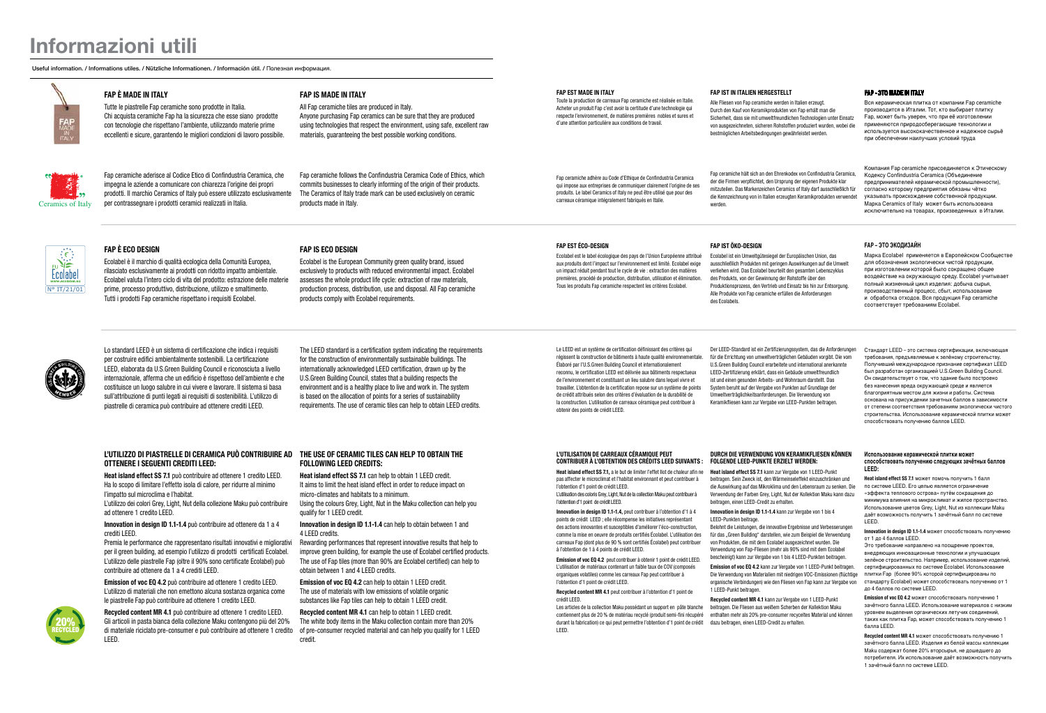# Informazioni utili

Useful information. / Informations utiles. / Nützliche Informationen. / Información útil. / Полезная информация.

## FAP È MADE IN ITALY

Tutte le piastrelle Fap ceramiche sono prodotte in Italia.
Chi acquista ceramiche Fap ha la sicurezza che esse siano prodotte con tecnologie che rispettano l'ambiente, utilizzando materie prime eccellenti e sicure, garantendo le migliori condizioni di lavoro possibile.

Fap ceramiche aderisce al Codice Etico di Confindustria Ceramica, che impegna le aziende a comunicare con chiarezza l'origine dei propri prodotti. Il marchio Ceramics of Italy può essere utilizzato esclusivamente per contrassegnare i prodotti ceramici realizzati in Italia.

## FAP È ECO DESIGN

Ecolabel è il marchio di qualità ecologica della Comunità Europea, rilasciato esclusivamente ai prodotti con ridotto impatto ambientale. Ecolabel valuta l'intero ciclo di vita del prodotto: estrazione delle materie prime, processo produttivo, distribuzione, utilizzo e smaltimento.
Tutti i prodotti Fap ceramiche rispettano i requisiti Ecolabel.

N° IT/21/01

Lo standard LEED è un sistema di certificazione che indica i requisiti per costruire edifici ambientalmente sostenibili. La certificazione LEED, elaborata da U.S.Green Building Council e riconosciuta a livello internazionale, afferma che un edificio è rispettoso dell'ambiente e che costituisce un luogo salubre in cui vivere e lavorare. Il sistema si basa sull'attribuzione di punti legati ai requisiti di sostenibilità. L'utilizzo di piastrelle di ceramica può contribuire ad ottenere crediti LEED.

## L'UTILIZZO DI PIASTRELLE DI CERAMICA PUÒ CONTRIBUIRE AD OTTENERE I SEGUENTI CREDITI LEED:

**Heat island effect SS 7.1** può contribuire ad ottenere 1 credito LEED.
Ha lo scopo di limitare l'effetto isola di calore, per ridurre al minimo l'impatto sul microclima e l'habitat.
L'utilizzo dei colori Grey, Light, Nut della collezione Maku può contribuire ad ottenere 1 credito LEED.

**Innovation in design ID 1.1-1.4** può contribuire ad ottenere da 1 a 4 crediti LEED.
Premia le performance che rappresentano risultati innovativi e migliorativi per il green building, ad esempio l'utilizzo di prodotti certificati Ecolabel.
L'utilizzo delle piastrelle Fap (oltre il 90% sono certificate Ecolabel) può contribuire ad ottenere da 1 a 4 crediti LEED.

**Emission of voc EQ 4.2** può contribuire ad ottenere 1 credito LEED.
L'utilizzo di materiali che non emettono alcuna sostanza organica come le piastrelle Fap può contribuire ad ottenere 1 credito LEED.

**Recycled content MR 4.1** può contribuire ad ottenere 1 credito LEED.
Gli articoli in pasta bianca della collezione Maku contengono più del 20% di materiale riciclato pre-consumer e può contribuire ad ottenere 1 credito LEED.

20% RECYCLED

## FAP IS MADE IN ITALY

All Fap ceramiche tiles are produced in Italy.
Anyone purchasing Fap ceramics can be sure that they are produced using technologies that respect the environment, using safe, excellent raw materials, guaranteeing the best possible working conditions.

Fap ceramiche follows the Confindustria Ceramica Code of Ethics, which commits businesses to clearly informing of the origin of their products. The Ceramics of Italy trade mark can be used exclusively on ceramic products made in Italy.

## FAP IS ECO DESIGN

Ecolabel is the European Community green quality brand, issued exclusively to products with reduced environmental impact. Ecolabel assesses the whole product life cycle: extraction of raw materials, production process, distribution, use and disposal. All Fap ceramics products comply with Ecolabel requirements.

The LEED standard is a certification system indicating the requirements for the construction of environmentally sustainable buildings. The internationally acknowledged LEED certification, drawn up by the U.S.Green Building Council, states that a building respects the environment and is a healthy place to live and work in. The system is based on the allocation of points for a series of sustainability requirements. The use of ceramic tiles can help to obtain LEED credits.

## THE USE OF CERAMIC TILES CAN HELP TO OBTAIN THE FOLLOWING LEED CREDITS:

**Heat island effect SS 7.1** can help to obtain 1 LEED credit.
It aims to limit the heat island effect in order to reduce impact on micro-climates and habitats to a minimum.
Using the colours Grey, Light, Nut in the Maku collection can help you qualify for 1 LEED credit.

**Innovation in design ID 1.1-1.4** can help to obtain between 1 and 4 LEED credits.
Rewarding performances that represent innovative results that help to improve green building, for example the use of Ecolabel certified products.
The use of Fap tiles (more than 90% are Ecolabel certified) can help to obtain between 1 and 4 LEED credits.

**Emission of voc EQ 4.2** can help to obtain 1 LEED credit.
The use of materials with low emissions of volatile organic substances like Fap tiles can help to obtain 1 LEED credit.

**Recycled content MR 4.1** can help to obtain 1 LEED credit.
The white body items in the Maku collection contain more than 20% of pre-consumer recycled material and can help you qualify for 1 LEED credit.

## FAP EST MADE IN ITALY

Toute la production de carreaux Fap ceramiche est réalisée en Italie. Acheter un produit Fap c'est avoir la certitude d'une technologie qui respecte l'environnement, de matières premières nobles et sures et d'une attention particulière aux conditions de travail.

Fap ceramiche adhère au Code d'Ethique de Confindustria Ceramica qui impose aux entreprises de communiquer clairement l'origine de ses produits. Le label Ceramics of Italy ne peut être utilisé que pour des carreaux céramique intégralement fabriqués en Italie.

## FAP EST ÉCO-DESIGN

Ecolabel est le label écologique des pays de l'Union Européenne attribué aux produits dont l'impact sur l'environnement est limité. Ecolabel exige un impact réduit pendant tout le cycle de vie : extraction des matières premières, procédé de production, distribution, utilisation et élimination. Tous les produits Fap ceramiche respectent les critères Ecolabel.

Le LEED est un système de certification définissant des critères qui régissent la construction de bâtiments à haute qualité environnementale. Élaboré par l'U.S.Green Building Council et internationalement reconnu, le certification LEED est délivrée aux bâtiments respectueux de l'environnement et constituant un lieu salubre dans lequel vivre et travailler. L'obtention de la certification repose sur un système de points de crédit attribués selon des critères d'évaluation de la durabilité de la construction. L'utilisation de carreaux céramique peut contribuer à obtenir des points de crédit LEED.

## L'UTILISATION DE CARREAUX CÉRAMIQUE PEUT CONTRIBUER À L'OBTENTION DES CRÉDITS LEED SUIVANTS :

**Heat island effect SS 7.1,** a le but de limiter l'effet îlot de chaleur afin ne pas affecter le microclimat et l'habitat environnant et peut contribuer à l'obtention d'1 point de crédit LEED.
L'utilisation des coloris Grey, Light, Nut de la collection Maku peut contribuer à l'obtention d'1 point de crédit LEED.

**Innovation in design ID 1.1-1.4,** peut contribuer à l'obtention d'1 à 4 points de crédit LEED ; elle récompense les initiatives représentant des actions innovantes et susceptibles d'améliorer l'éco-construction, comme la mise en oeuvre de produits certifiés Ecolabel. L'utilisation des carreaux Fap (dont plus de 90 % sont certifiés Ecolabel) peut contribuer à l'obtention de 1 à 4 points de crédit LEED.

**Emission of voc EQ 4.2** peut contribuer à obtenir 1 point de crédit LEED. L'utilisation de matériaux contenant un faible taux de COV (composés organiques volatiles) comme les carreaux Fap peut contribuer à l'obtention d'1 point de crédit LEED.

**Recycled content MR 4.1** peut contribuer à l'obtention d'1 point de crédit LEED.
Les articles de la collection Maku possédant un support en pâte blanche contiennent plus de 20 % de matériau recyclé (produit semi-fini récupéré durant la fabrication) ce qui peut permettre l'obtention d'1 point de crédit LEED.

## FAP IST IN ITALIEN HERGESTELLT

Alle Fliesen von Fap ceramiche werden in Italien erzeugt.
Durch den Kauf von Keramikprodukten von Fap erhält man die Sicherheit, dass sie mit umweltfreundlichen Technologien unter Einsatz von ausgezeichneten, sicheren Rohstoffen produziert wurden, wobei die bestmöglichen Arbeitsbedingungen gewährleistet werden.

Fap ceramiche hält sich an den Ehrenkodex von Confindustria Ceramica, der die Firmen verpflichtet, den Ursprung der eigenen Produkte klar mitzuteilen. Das Markenzeichen Ceramics of Italy darf ausschließlich für die Kennzeichnung von in Italien erzeugten Keramikprodukten verwendet werden.

## FAP IST ÖKO-DESIGN

Ecolabel ist ein Umweltgütesiegel der Europäischen Union, das ausschließlich Produkten mit geringen Auswirkungen auf die Umwelt verliehen wird. Das Ecolabel beurteilt den gesamten Lebenszyklus des Produkts, von der Gewinnung der Rohstoffe über den Produktionsprozess, den Vertrieb und Einsatz bis hin zur Entsorgung. Alle Produkte von Fap ceramiche erfüllen die Anforderungen des Ecolabels.

Der LEED-Standard ist ein Zertifizierungssystem, das die Anforderungen für die Errichtung von umweltverträglichen Gebäuden vorgibt. Die vom U.S.Green Building Council erarbeitete und international anerkannte LEED-Zertifizierung erklärt, dass ein Gebäude umweltfreundlich ist und einen gesunden Arbeits- und Wohnraum darstellt. Das System beruht auf der Vergabe von Punkten auf Grundlage der Umweltverträglichkeitsanforderungen. Die Verwendung von Keramikfliesen kann zur Vergabe von LEED-Punkten beitragen.

## DURCH DIE VERWENDUNG VON KERAMIKFLIESEN KÖNNEN FOLGENDE LEED-PUNKTE ERZIELT WERDEN:

**Heat island effect SS 7.1** kann zur Vergabe von 1 LEED-Punkt beitragen. Sein Zweck ist, den Wärmeinseleffekt einzuschränken und die Auswirkung auf das Mikroklima und den Lebensraum zu senken. Die Verwendung der Farben Grey, Light, Nut der Kollektion Maku kann dazu beitragen, einen LEED-Credit zu erhalten.

**Innovation in design ID 1.1-1.4** kann zur Vergabe von 1 bis 4 LEED-Punkten beitragen.
Belohnt die Leistungen, die innovative Ergebnisse und Verbesserungen für das „Green Building" darstellen, wie zum Beispiel die Verwendung von Produkten, die mit dem Ecolabel ausgezeichnet wurden. Die Verwendung von Fap-Fliesen (mehr als 90% sind mit dem Ecolabel bescheinigt) kann zur Vergabe von 1 bis 4 LEED-Punkten beitragen.

**Emission of voc EQ 4.2** kann zur Vergabe von 1 LEED-Punkt beitragen. Die Verwendung von Materialien mit niedrigen VOC-Emissionen (flüchtige organische Verbindungen) wie den Fliesen von Fap kann zur Vergabe von 1 LEED-Punkt beitragen.

**Recycled content MR 4.1** kann zur Vergabe von 1 LEED-Punkt beitragen. Die Fliesen aus weißem Scherben der Kollektion Maku enthalten mehr als 20% pre-consumer recyceltes Material und können dazu beitragen, einen LEED-Credit zu erhalten.

## FAP - ЭТО MADE IN ITALY

Вся керамическая плитка от компании Fap ceramiche производится в Италии. Тот, кто выбирает плитку Fap, может быть уверен, что при её изготовлении применяются природосберегающие технологии и используется высококачественное и надежное сырьё при обеспечении наилучших условий труда

Компания Fap ceramiche присоединяется к Этическому Кодексу Confindustria Ceramica (Объединение предпринимателей керамической промышленности), согласно которому предприятия обязаны чётко указывать происхождение собственной продукции. Марка Ceramics of Italy может быть использована исключительно на товарах, произведенных в Италии.

## FAP – ЭТО ЭКОДИЗАЙН

Марка Ecolabel применяется в Европейском Сообществе для обозначения экологически чистой продукции, при изготовлении которой было сокращено общее воздействие на окружающую среду. Ecolabel учитывает полный жизненный цикл изделия: добыча сырья, производственный процесс, сбыт, использование и обработка отходов. Вся продукция Fap ceramiche соответствует требованиям Ecolabel.

Стандарт LEED – это система сертификации, включающая требования, предъявляемые к зелёному строительству. Получивший международное признание сертификат LEED был разработан организацией U.S.Green Building Council. Он свидетельствует о том, что здание было построено без нанесения вреда окружающей среде и является благоприятным местом для жизни и работы. Система основана на присуждении зачетных баллов в зависимости от степени соответствия требованиям экологически чистого строительства. Использование керамической плитки может способствовать получению баллов LEED.

## Использование керамической плитки может способствовать получению следующих зачётных баллов LEED:

**Heat island effect SS 7.1** может помочь получить 1 балл по системе LEED. Его целью является ограничение «эффекта теплового острова» путём сокращения до минимума влияния на микроклимат и жилое пространство. Использование цветов Grey, Light, Nut из коллекции Maku даёт возможность получить 1 зачётный балл по системе LEED.

**Innovation in design ID 1.1-1.4** может способствовать получению от 1 до 4 баллов LEED.
Это требование направлено на поощрение проектов, внедряющих инновационные технологии и улучшающих зелёное строительство. Например, использование изделий, сертифицированных по системе Ecolabel. Использование плитки Fap (более 90% которой сертифицированы по стандарту Ecolabel) может способствовать получению от 1 до 4 баллов по системе LEED.

**Emission of voc EQ 4.2** может способствовать получению 1 зачётного балла LEED. Использование материалов с низким уровнем выделения органических летучих соединений, таких как плитка Fap, может способствовать получению 1 балла LEED.

**Recycled content MR 4.1** может способствовать получению 1 зачётного балла LEED. Изделия из белой массы коллекции Maku содержат более 20% вторсырья, не дошедшего до потребителя. Их использование даёт возможность получить 1 зачётный балл по системе LEED.